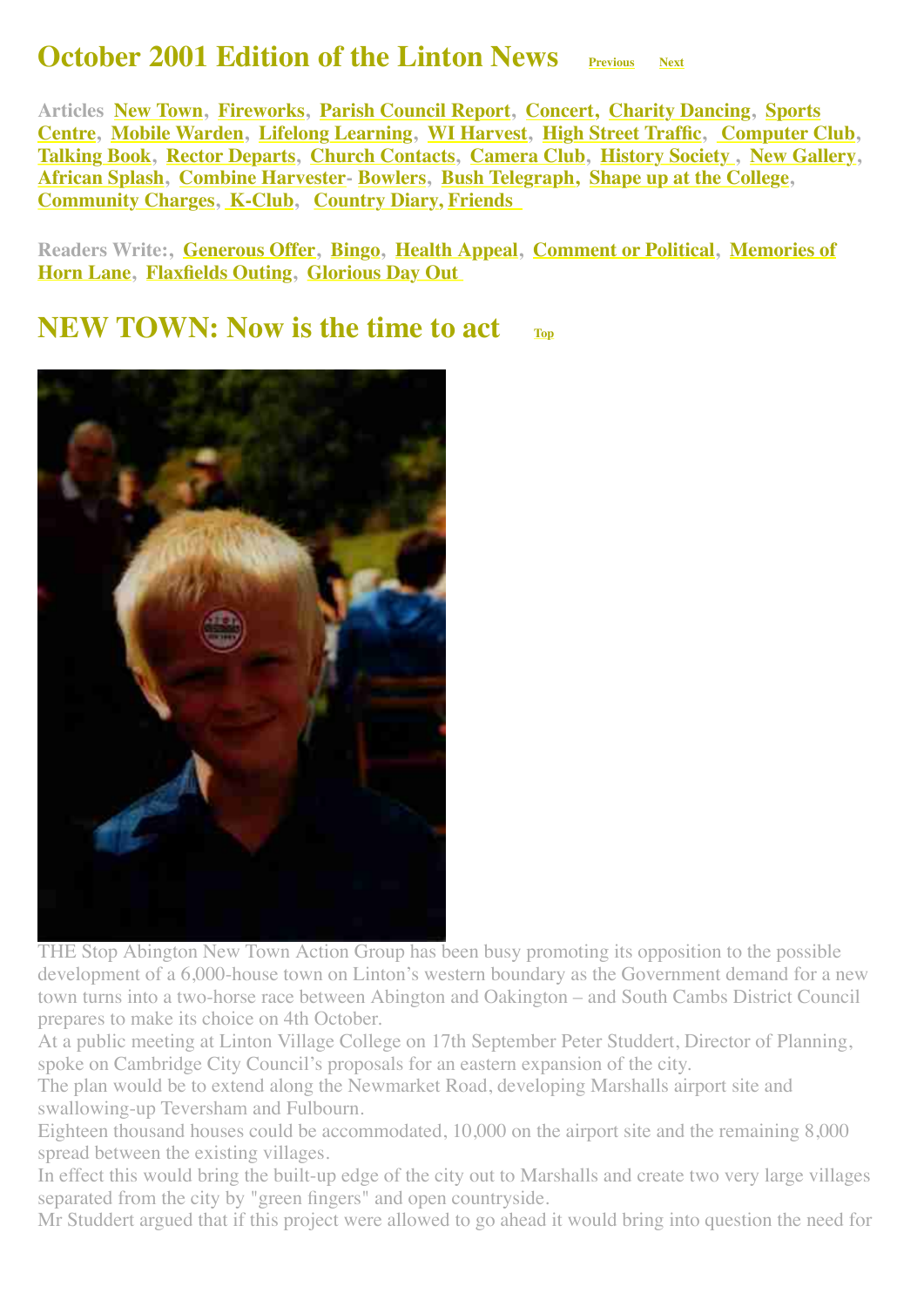# October 2001 Edition of the Linton News

Previous Next

**Articles** New Town, Fireworks, Parish Council Report, Concert, Charity Dancing, Sports Centre, Mobile Warden, Lifelong Learning, WI Harvest, High Street Traffic, Computer Club, Talking Book, Rector Departs, Church Contacts, Camera Club, History Society, New Gallery, African Splash, Combine Harvester- Bowlers, Bush Telegraph, Shape up at the College, Community Charges, K-Club, Country Diary, Friends

**Readers Write:**, Generous Offer, Bingo, Health Appeal, Comment or Political, Memories of Horn Lane, Flaxfields Outing, Glorious Day Out

## NEW TOWN: Now is the time to act

Top

THE Stop Abington New Town Action Group has been busy promoting its opposition to the possible development of a 6,000-house town on Linton's western boundary as the Government demand for a new town turns into a two-horse race between Abington and Oakington – and South Cambs District Council prepares to make its choice on 4th October.

At a public meeting at Linton Village College on 17th September Peter Studdert, Director of Planning, spoke on Cambridge City Council's proposals for an eastern expansion of the city.

The plan would be to extend along the Newmarket Road, developing Marshalls airport site and swallowing-up Teversham and Fulbourn.

Eighteen thousand houses could be accommodated, 10,000 on the airport site and the remaining 8,000 spread between the existing villages.

In effect this would bring the built-up edge of the city out to Marshalls and create two very large villages separated from the city by "green fingers" and open countryside.

Mr Studdert argued that if this project were allowed to go ahead it would bring into question the need for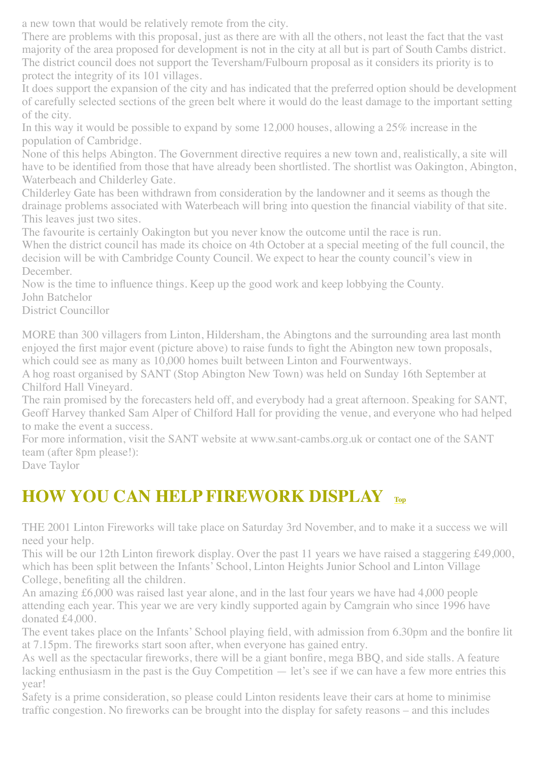a new town that would be relatively remote from the city.

There are problems with this proposal, just as there are with all the others, not least the fact that the vast majority of the area proposed for development is not in the city at all but is part of South Cambs district. The district council does not support the Teversham/Fulbourn proposal as it considers its priority is to protect the integrity of its 101 villages.

It does support the expansion of the city and has indicated that the preferred option should be development of carefully selected sections of the green belt where it would do the least damage to the important setting of the city.

In this way it would be possible to expand by some 12,000 houses, allowing a 25% increase in the population of Cambridge.

None of this helps Abington. The Government directive requires a new town and, realistically, a site will have to be identified from those that have already been shortlisted. The shortlist was Oakington, Abington, Waterbeach and Childerley Gate.

Childerley Gate has been withdrawn from consideration by the landowner and it seems as though the drainage problems associated with Waterbeach will bring into question the financial viability of that site. This leaves just two sites.

The favourite is certainly Oakington but you never know the outcome until the race is run.

When the district council has made its choice on 4th October at a special meeting of the full council, the decision will be with Cambridge County Council. We expect to hear the county council's view in December.

Now is the time to influence things. Keep up the good work and keep lobbying the County.

John Batchelor

District Councillor

MORE than 300 villagers from Linton, Hildersham, the Abingtons and the surrounding area last month enjoyed the first major event (picture above) to raise funds to fight the Abington new town proposals, which could see as many as 10,000 homes built between Linton and Fourwentways.

A hog roast organised by SANT (Stop Abington New Town) was held on Sunday 16th September at Chilford Hall Vineyard.

The rain promised by the forecasters held off, and everybody had a great afternoon. Speaking for SANT, Geoff Harvey thanked Sam Alper of Chilford Hall for providing the venue, and everyone who had helped to make the event a success.

For more information, visit the SANT website at www.sant-cambs.org.uk or contact one of the SANT team (after 8pm please!):

Dave Taylor

## HOW YOU CAN HELP FIREWORK DISPLAY

THE 2001 Linton Fireworks will take place on Saturday 3rd November, and to make it a success we will need your help.

This will be our 12th Linton firework display. Over the past 11 years we have raised a staggering £49,000, which has been split between the Infants' School, Linton Heights Junior School and Linton Village College, benefiting all the children.

An amazing £6,000 was raised last year alone, and in the last four years we have had 4,000 people attending each year. This year we are very kindly supported again by Camgrain who since 1996 have donated £4,000.

The event takes place on the Infants' School playing field, with admission from 6.30pm and the bonfire lit at 7.15pm. The fireworks start soon after, when everyone has gained entry.

As well as the spectacular fireworks, there will be a giant bonfire, mega BBQ, and side stalls. A feature lacking enthusiasm in the past is the Guy Competition — let's see if we can have a few more entries this year!

Safety is a prime consideration, so please could Linton residents leave their cars at home to minimise traffic congestion. No fireworks can be brought into the display for safety reasons – and this includes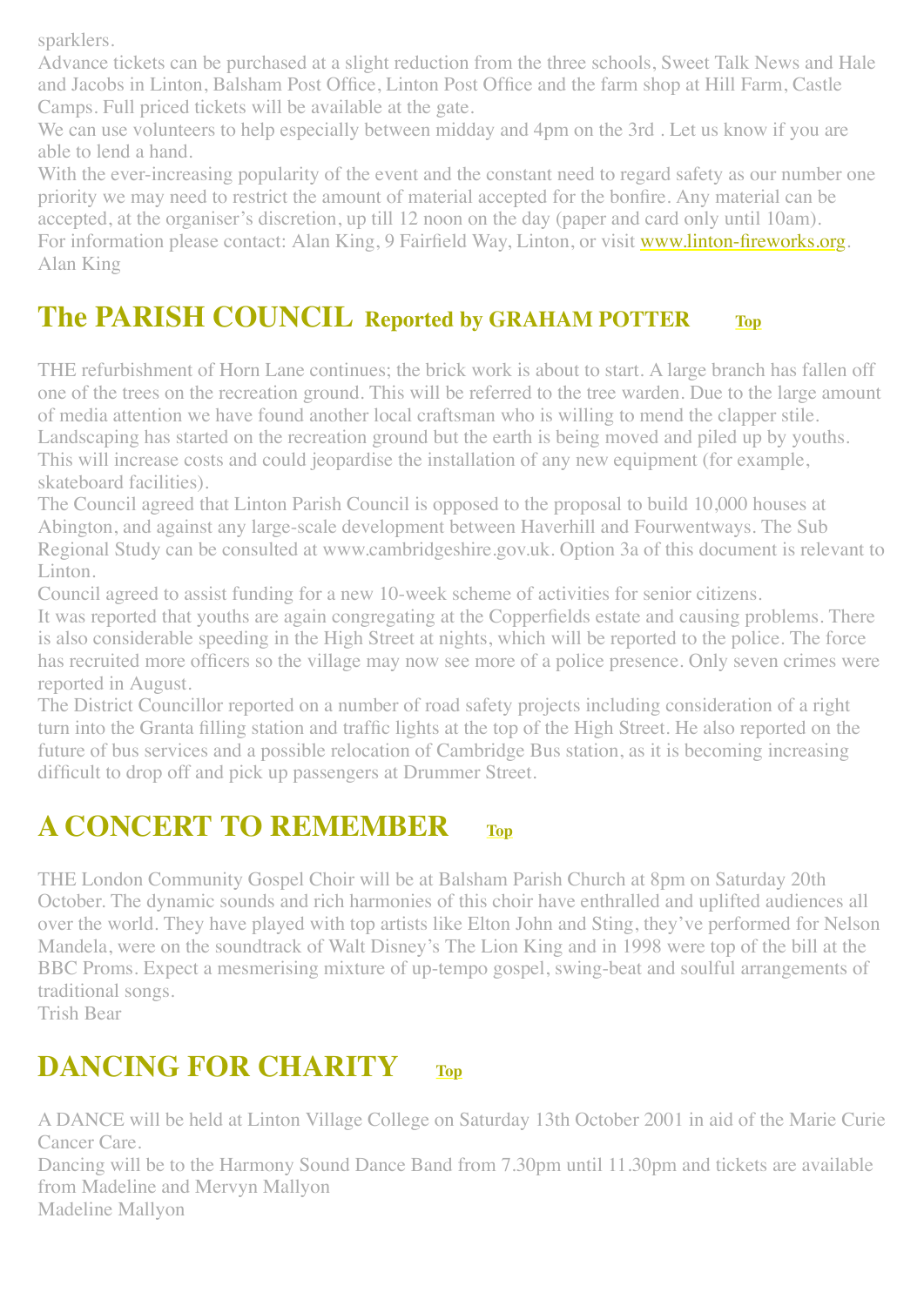sparklers.

Advance tickets can be purchased at a slight reduction from the three schools, Sweet Talk News and Hale and Jacobs in Linton, Balsham Post Office, Linton Post Office and the farm shop at Hill Farm, Castle Camps. Full priced tickets will be available at the gate.

We can use volunteers to help especially between midday and 4pm on the 3rd . Let us know if you are able to lend a hand.

With the ever-increasing popularity of the event and the constant need to regard safety as our number one priority we may need to restrict the amount of material accepted for the bonfire. Any material can be accepted, at the organiser's discretion, up till 12 noon on the day (paper and card only until 10am).

For information please contact: Alan King, 9 Fairfield Way, Linton, or visit www.linton-fireworks.org.

Alan King

## The PARISH COUNCIL Reported by GRAHAM POTTER Top

THE refurbishment of Horn Lane continues; the brick work is about to start. A large branch has fallen off one of the trees on the recreation ground. This will be referred to the tree warden. Due to the large amount of media attention we have found another local craftsman who is willing to mend the clapper stile. Landscaping has started on the recreation ground but the earth is being moved and piled up by youths. This will increase costs and could jeopardise the installation of any new equipment (for example, skateboard facilities).

The Council agreed that Linton Parish Council is opposed to the proposal to build 10,000 houses at Abington, and against any large-scale development between Haverhill and Fourwentways. The Sub Regional Study can be consulted at www.cambridgeshire.gov.uk. Option 3a of this document is relevant to Linton.

Council agreed to assist funding for a new 10-week scheme of activities for senior citizens.

It was reported that youths are again congregating at the Copperfields estate and causing problems. There is also considerable speeding in the High Street at nights, which will be reported to the police. The force has recruited more officers so the village may now see more of a police presence. Only seven crimes were reported in August.

The District Councillor reported on a number of road safety projects including consideration of a right turn into the Granta filling station and traffic lights at the top of the High Street. He also reported on the future of bus services and a possible relocation of Cambridge Bus station, as it is becoming increasing difficult to drop off and pick up passengers at Drummer Street.

## A CONCERT TO REMEMBER Top

THE London Community Gospel Choir will be at Balsham Parish Church at 8pm on Saturday 20th October. The dynamic sounds and rich harmonies of this choir have enthralled and uplifted audiences all over the world. They have played with top artists like Elton John and Sting, they've performed for Nelson Mandela, were on the soundtrack of Walt Disney's The Lion King and in 1998 were top of the bill at the BBC Proms. Expect a mesmerising mixture of up-tempo gospel, swing-beat and soulful arrangements of traditional songs.

Trish Bear

## DANCING FOR CHARITY Top

A DANCE will be held at Linton Village College on Saturday 13th October 2001 in aid of the Marie Curie Cancer Care.

Dancing will be to the Harmony Sound Dance Band from 7.30pm until 11.30pm and tickets are available from Madeline and Mervyn Mallyon

Madeline Mallyon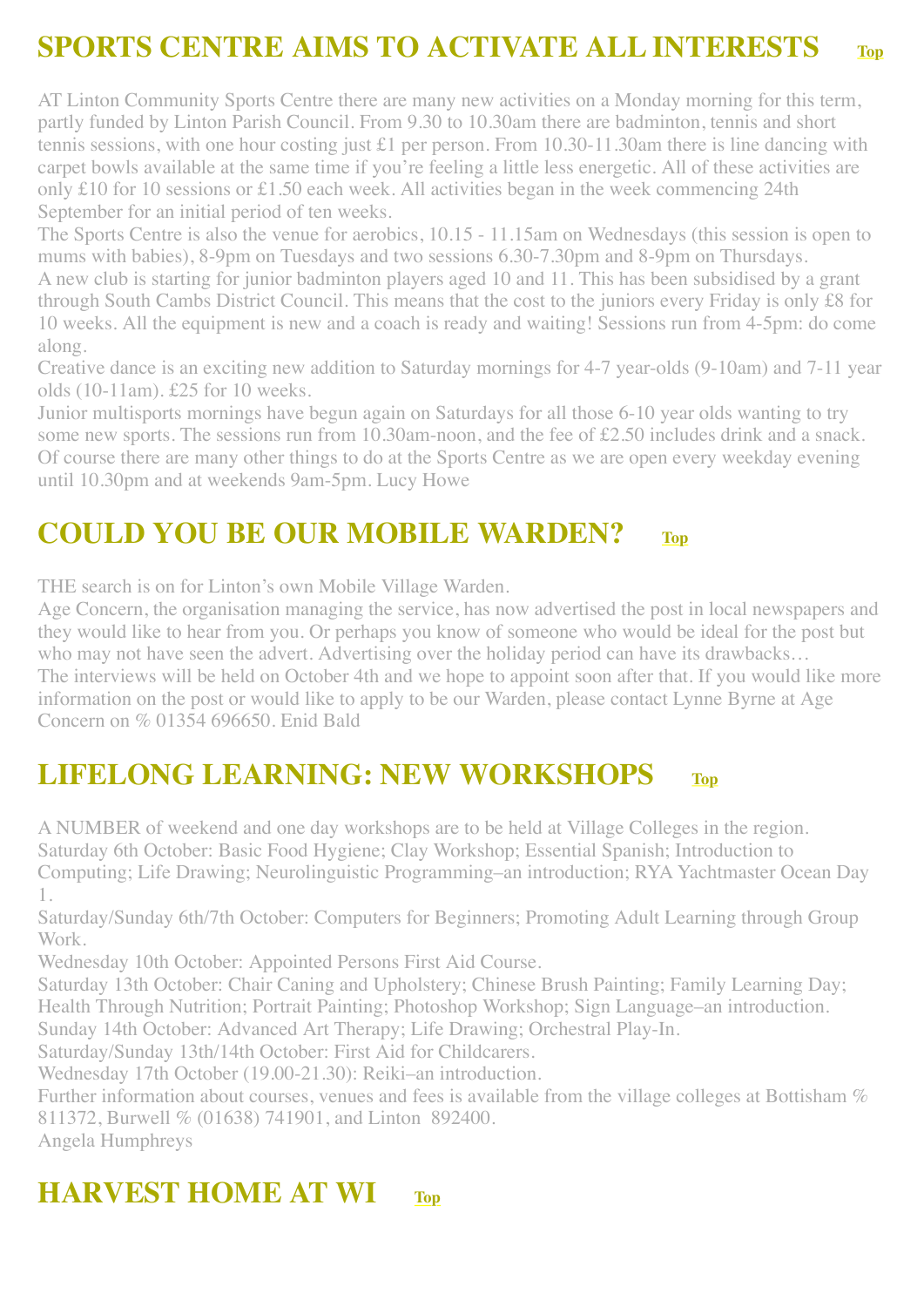## SPORTS CENTRE AIMS TO ACTIVATE ALL INTERESTS Top

AT Linton Community Sports Centre there are many new activities on a Monday morning for this term, partly funded by Linton Parish Council. From 9.30 to 10.30am there are badminton, tennis and short tennis sessions, with one hour costing just £1 per person. From 10.30-11.30am there is line dancing with carpet bowls available at the same time if you're feeling a little less energetic. All of these activities are only £10 for 10 sessions or £1.50 each week. All activities began in the week commencing 24th September for an initial period of ten weeks.

The Sports Centre is also the venue for aerobics, 10.15 - 11.15am on Wednesdays (this session is open to mums with babies), 8-9pm on Tuesdays and two sessions 6.30-7.30pm and 8-9pm on Thursdays.

A new club is starting for junior badminton players aged 10 and 11. This has been subsidised by a grant through South Cambs District Council. This means that the cost to the juniors every Friday is only £8 for 10 weeks. All the equipment is new and a coach is ready and waiting! Sessions run from 4-5pm: do come along.

Creative dance is an exciting new addition to Saturday mornings for 4-7 year-olds (9-10am) and 7-11 year olds (10-11am). £25 for 10 weeks.

Junior multisports mornings have begun again on Saturdays for all those 6-10 year olds wanting to try some new sports. The sessions run from 10.30am-noon, and the fee of £2.50 includes drink and a snack.

Of course there are many other things to do at the Sports Centre as we are open every weekday evening until 10.30pm and at weekends 9am-5pm. Lucy Howe

## COULD YOU BE OUR MOBILE WARDEN? Top

THE search is on for Linton's own Mobile Village Warden.

Age Concern, the organisation managing the service, has now advertised the post in local newspapers and they would like to hear from you. Or perhaps you know of someone who would be ideal for the post but who may not have seen the advert. Advertising over the holiday period can have its drawbacks…

The interviews will be held on October 4th and we hope to appoint soon after that. If you would like more information on the post or would like to apply to be our Warden, please contact Lynne Byrne at Age Concern on % 01354 696650. Enid Bald

## LIFELONG LEARNING: NEW WORKSHOPS Top

A NUMBER of weekend and one day workshops are to be held at Village Colleges in the region.

Saturday 6th October: Basic Food Hygiene; Clay Workshop; Essential Spanish; Introduction to Computing; Life Drawing; Neurolinguistic Programming–an introduction; RYA Yachtmaster Ocean Day 1.

Saturday/Sunday 6th/7th October: Computers for Beginners; Promoting Adult Learning through Group Work.

Wednesday 10th October: Appointed Persons First Aid Course.

Saturday 13th October: Chair Caning and Upholstery; Chinese Brush Painting; Family Learning Day; Health Through Nutrition; Portrait Painting; Photoshop Workshop; Sign Language–an introduction.

Sunday 14th October: Advanced Art Therapy; Life Drawing; Orchestral Play-In.

Saturday/Sunday 13th/14th October: First Aid for Childcarers.

Wednesday 17th October (19.00-21.30): Reiki–an introduction.

Further information about courses, venues and fees is available from the village colleges at Bottisham % 811372, Burwell % (01638) 741901, and Linton 892400.

Angela Humphreys

## HARVEST HOME AT WI Top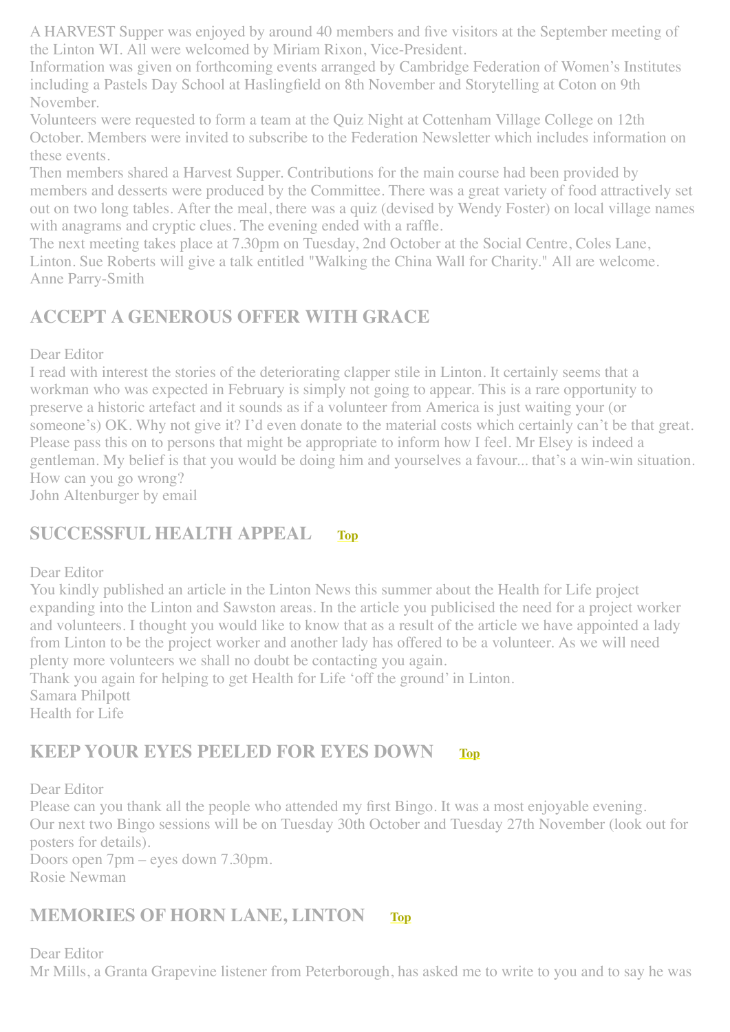A HARVEST Supper was enjoyed by around 40 members and five visitors at the September meeting of the Linton WI. All were welcomed by Miriam Rixon, Vice-President.

Information was given on forthcoming events arranged by Cambridge Federation of Women's Institutes including a Pastels Day School at Haslingfield on 8th November and Storytelling at Coton on 9th November.

Volunteers were requested to form a team at the Quiz Night at Cottenham Village College on 12th October. Members were invited to subscribe to the Federation Newsletter which includes information on these events.

Then members shared a Harvest Supper. Contributions for the main course had been provided by members and desserts were produced by the Committee. There was a great variety of food attractively set out on two long tables. After the meal, there was a quiz (devised by Wendy Foster) on local village names with anagrams and cryptic clues. The evening ended with a raffle.

The next meeting takes place at 7.30pm on Tuesday, 2nd October at the Social Centre, Coles Lane, Linton. Sue Roberts will give a talk entitled "Walking the China Wall for Charity." All are welcome.

Anne Parry-Smith

## ACCEPT A GENEROUS OFFER WITH GRACE

Dear Editor

I read with interest the stories of the deteriorating clapper stile in Linton. It certainly seems that a workman who was expected in February is simply not going to appear. This is a rare opportunity to preserve a historic artefact and it sounds as if a volunteer from America is just waiting your (or someone's) OK. Why not give it? I'd even donate to the material costs which certainly can't be that great. Please pass this on to persons that might be appropriate to inform how I feel. Mr Elsey is indeed a gentleman. My belief is that you would be doing him and yourselves a favour... that's a win-win situation. How can you go wrong?

John Altenburger by email

## SUCCESSFUL HEALTH APPEAL Top

Dear Editor

You kindly published an article in the Linton News this summer about the Health for Life project expanding into the Linton and Sawston areas. In the article you publicised the need for a project worker and volunteers. I thought you would like to know that as a result of the article we have appointed a lady from Linton to be the project worker and another lady has offered to be a volunteer. As we will need plenty more volunteers we shall no doubt be contacting you again.

Thank you again for helping to get Health for Life 'off the ground' in Linton.

Samara Philpott

Health for Life

## KEEP YOUR EYES PEELED FOR EYES DOWN Top

Dear Editor

Please can you thank all the people who attended my first Bingo. It was a most enjoyable evening.

Our next two Bingo sessions will be on Tuesday 30th October and Tuesday 27th November (look out for posters for details).

Doors open 7pm – eyes down 7.30pm.

Rosie Newman

## MEMORIES OF HORN LANE, LINTON Top

Dear Editor

Mr Mills, a Granta Grapevine listener from Peterborough, has asked me to write to you and to say he was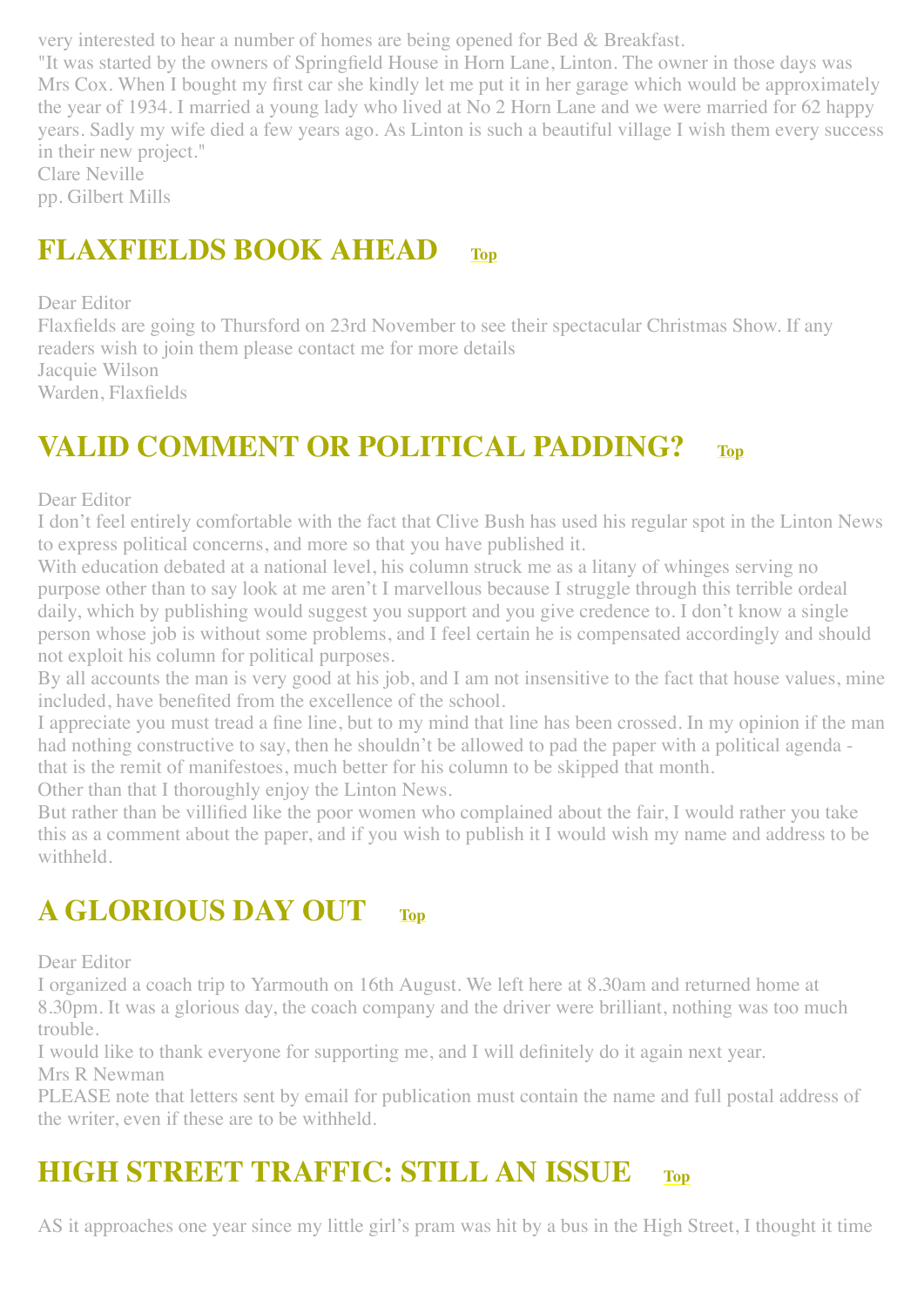very interested to hear a number of homes are being opened for Bed & Breakfast.
"It was started by the owners of Springfield House in Horn Lane, Linton. The owner in those days was Mrs Cox. When I bought my first car she kindly let me put it in her garage which would be approximately the year of 1934. I married a young lady who lived at No 2 Horn Lane and we were married for 62 happy years. Sadly my wife died a few years ago. As Linton is such a beautiful village I wish them every success in their new project."
Clare Neville
pp. Gilbert Mills

## FLAXFIELDS BOOK AHEAD Top

Dear Editor
Flaxfields are going to Thursford on 23rd November to see their spectacular Christmas Show. If any readers wish to join them please contact me for more details
Jacquie Wilson
Warden, Flaxfields

## VALID COMMENT OR POLITICAL PADDING? Top

Dear Editor
I don't feel entirely comfortable with the fact that Clive Bush has used his regular spot in the Linton News to express political concerns, and more so that you have published it.
With education debated at a national level, his column struck me as a litany of whinges serving no purpose other than to say look at me aren't I marvellous because I struggle through this terrible ordeal daily, which by publishing would suggest you support and you give credence to. I don't know a single person whose job is without some problems, and I feel certain he is compensated accordingly and should not exploit his column for political purposes.
By all accounts the man is very good at his job, and I am not insensitive to the fact that house values, mine included, have benefited from the excellence of the school.
I appreciate you must tread a fine line, but to my mind that line has been crossed. In my opinion if the man had nothing constructive to say, then he shouldn't be allowed to pad the paper with a political agenda - that is the remit of manifestoes, much better for his column to be skipped that month.
Other than that I thoroughly enjoy the Linton News.
But rather than be villified like the poor women who complained about the fair, I would rather you take this as a comment about the paper, and if you wish to publish it I would wish my name and address to be withheld.

## A GLORIOUS DAY OUT Top

Dear Editor
I organized a coach trip to Yarmouth on 16th August. We left here at 8.30am and returned home at 8.30pm. It was a glorious day, the coach company and the driver were brilliant, nothing was too much trouble.
I would like to thank everyone for supporting me, and I will definitely do it again next year.
Mrs R Newman
PLEASE note that letters sent by email for publication must contain the name and full postal address of the writer, even if these are to be withheld.

## HIGH STREET TRAFFIC: STILL AN ISSUE Top

AS it approaches one year since my little girl's pram was hit by a bus in the High Street, I thought it time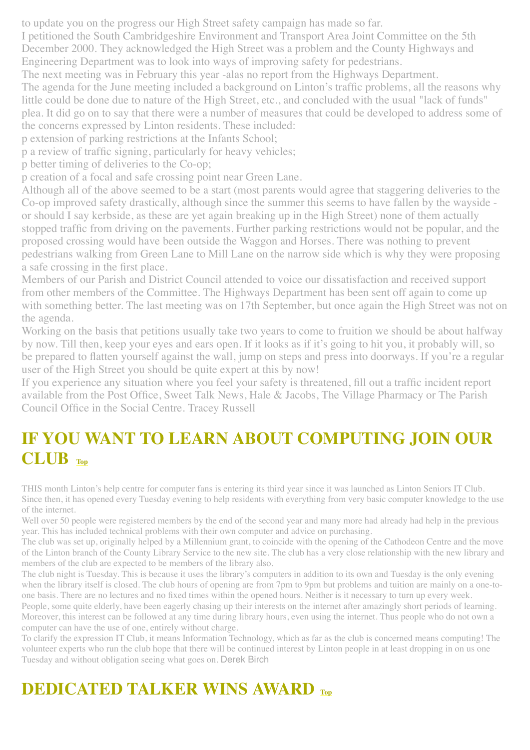to update you on the progress our High Street safety campaign has made so far.

I petitioned the South Cambridgeshire Environment and Transport Area Joint Committee on the 5th December 2000. They acknowledged the High Street was a problem and the County Highways and Engineering Department was to look into ways of improving safety for pedestrians.

The next meeting was in February this year -alas no report from the Highways Department.

The agenda for the June meeting included a background on Linton's traffic problems, all the reasons why little could be done due to nature of the High Street, etc., and concluded with the usual "lack of funds" plea. It did go on to say that there were a number of measures that could be developed to address some of the concerns expressed by Linton residents. These included:

p extension of parking restrictions at the Infants School;

p a review of traffic signing, particularly for heavy vehicles;

p better timing of deliveries to the Co-op;

p creation of a focal and safe crossing point near Green Lane.

Although all of the above seemed to be a start (most parents would agree that staggering deliveries to the Co-op improved safety drastically, although since the summer this seems to have fallen by the wayside - or should I say kerbside, as these are yet again breaking up in the High Street) none of them actually stopped traffic from driving on the pavements. Further parking restrictions would not be popular, and the proposed crossing would have been outside the Waggon and Horses. There was nothing to prevent pedestrians walking from Green Lane to Mill Lane on the narrow side which is why they were proposing a safe crossing in the first place.

Members of our Parish and District Council attended to voice our dissatisfaction and received support from other members of the Committee. The Highways Department has been sent off again to come up with something better. The last meeting was on 17th September, but once again the High Street was not on the agenda.

Working on the basis that petitions usually take two years to come to fruition we should be about halfway by now. Till then, keep your eyes and ears open. If it looks as if it's going to hit you, it probably will, so be prepared to flatten yourself against the wall, jump on steps and press into doorways. If you're a regular user of the High Street you should be quite expert at this by now!

If you experience any situation where you feel your safety is threatened, fill out a traffic incident report available from the Post Office, Sweet Talk News, Hale & Jacobs, The Village Pharmacy or The Parish Council Office in the Social Centre. Tracey Russell

## IF YOU WANT TO LEARN ABOUT COMPUTING JOIN OUR CLUB Top

THIS month Linton's help centre for computer fans is entering its third year since it was launched as Linton Seniors IT Club. Since then, it has opened every Tuesday evening to help residents with everything from very basic computer knowledge to the use of the internet.

Well over 50 people were registered members by the end of the second year and many more had already had help in the previous year. This has included technical problems with their own computer and advice on purchasing.

The club was set up, originally helped by a Millennium grant, to coincide with the opening of the Cathodeon Centre and the move of the Linton branch of the County Library Service to the new site. The club has a very close relationship with the new library and members of the club are expected to be members of the library also.

The club night is Tuesday. This is because it uses the library's computers in addition to its own and Tuesday is the only evening when the library itself is closed. The club hours of opening are from 7pm to 9pm but problems and tuition are mainly on a one-to-one basis. There are no lectures and no fixed times within the opened hours. Neither is it necessary to turn up every week.

People, some quite elderly, have been eagerly chasing up their interests on the internet after amazingly short periods of learning. Moreover, this interest can be followed at any time during library hours, even using the internet. Thus people who do not own a computer can have the use of one, entirely without charge.

To clarify the expression IT Club, it means Information Technology, which as far as the club is concerned means computing! The volunteer experts who run the club hope that there will be continued interest by Linton people in at least dropping in on us one Tuesday and without obligation seeing what goes on. Derek Birch

## DEDICATED TALKER WINS AWARD Top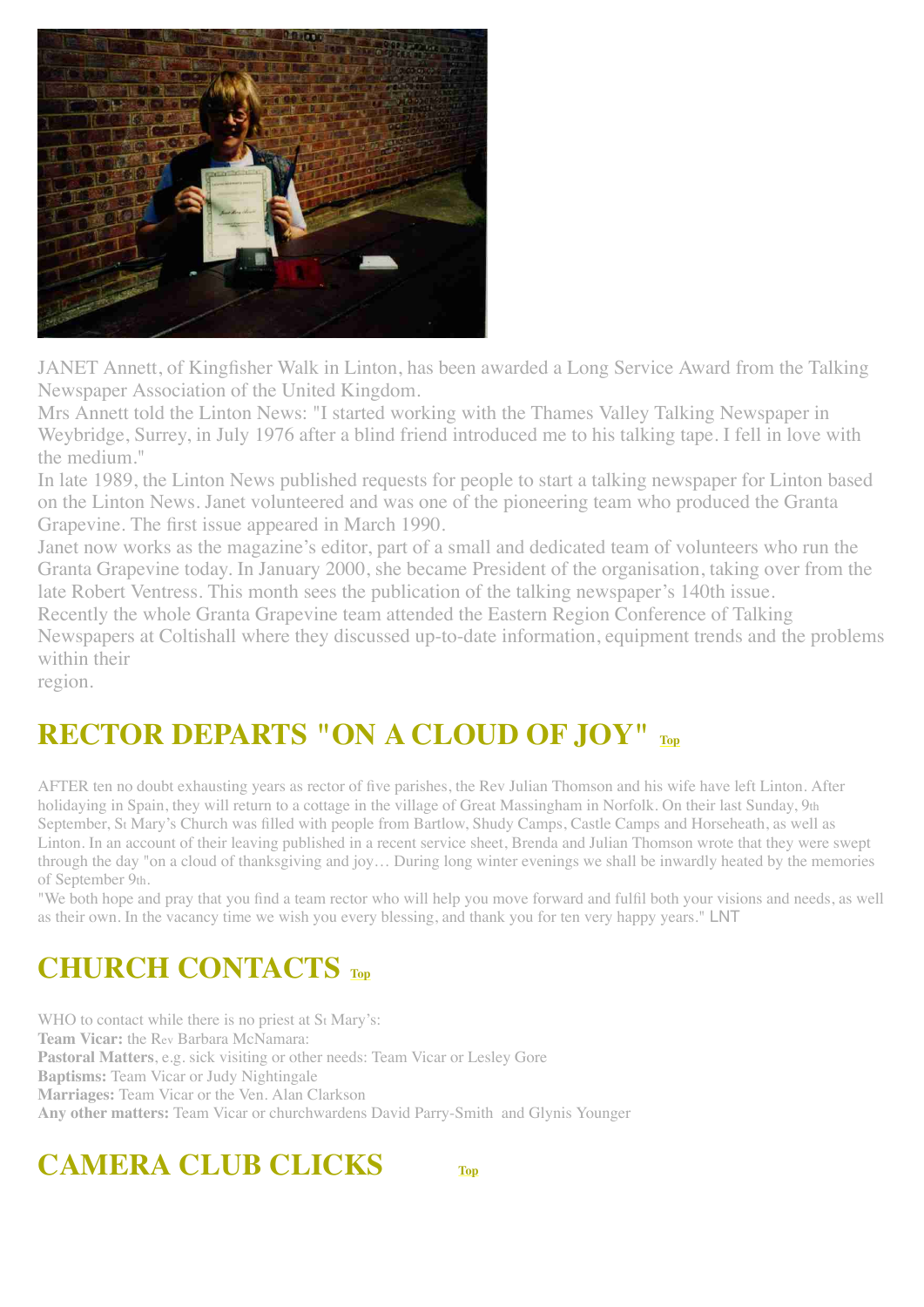JANET Annett, of Kingfisher Walk in Linton, has been awarded a Long Service Award from the Talking Newspaper Association of the United Kingdom.

Mrs Annett told the Linton News: "I started working with the Thames Valley Talking Newspaper in Weybridge, Surrey, in July 1976 after a blind friend introduced me to his talking tape. I fell in love with the medium."

In late 1989, the Linton News published requests for people to start a talking newspaper for Linton based on the Linton News. Janet volunteered and was one of the pioneering team who produced the Granta Grapevine. The first issue appeared in March 1990.

Janet now works as the magazine's editor, part of a small and dedicated team of volunteers who run the Granta Grapevine today. In January 2000, she became President of the organisation, taking over from the late Robert Ventress. This month sees the publication of the talking newspaper's 140th issue.

Recently the whole Granta Grapevine team attended the Eastern Region Conference of Talking Newspapers at Coltishall where they discussed up-to-date information, equipment trends and the problems within their region.

## RECTOR DEPARTS "ON A CLOUD OF JOY" Top

AFTER ten no doubt exhausting years as rector of five parishes, the Rev Julian Thomson and his wife have left Linton. After holidaying in Spain, they will return to a cottage in the village of Great Massingham in Norfolk. On their last Sunday, 9th September, St Mary's Church was filled with people from Bartlow, Shudy Camps, Castle Camps and Horseheath, as well as Linton. In an account of their leaving published in a recent service sheet, Brenda and Julian Thomson wrote that they were swept through the day "on a cloud of thanksgiving and joy… During long winter evenings we shall be inwardly heated by the memories of September 9th.

"We both hope and pray that you find a team rector who will help you move forward and fulfil both your visions and needs, as well as their own. In the vacancy time we wish you every blessing, and thank you for ten very happy years." LNT

## CHURCH CONTACTS Top

WHO to contact while there is no priest at St Mary's:

**Team Vicar:** the Rev Barbara McNamara:

**Pastoral Matters**, e.g. sick visiting or other needs: Team Vicar or Lesley Gore

**Baptisms:** Team Vicar or Judy Nightingale

**Marriages:** Team Vicar or the Ven. Alan Clarkson

**Any other matters:** Team Vicar or churchwardens David Parry-Smith and Glynis Younger

## CAMERA CLUB CLICKS Top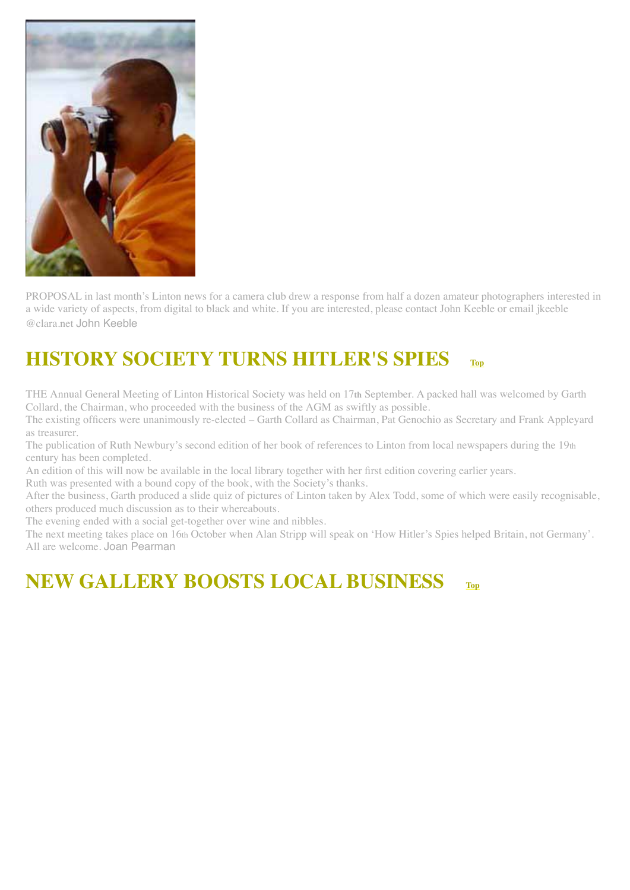PROPOSAL in last month's Linton news for a camera club drew a response from half a dozen amateur photographers interested in a wide variety of aspects, from digital to black and white. If you are interested, please contact John Keeble or email jkeeble @clara.net John Keeble

## HISTORY SOCIETY TURNS HITLER'S SPIES [Top]

THE Annual General Meeting of Linton Historical Society was held on 17th September. A packed hall was welcomed by Garth Collard, the Chairman, who proceeded with the business of the AGM as swiftly as possible.

The existing officers were unanimously re-elected – Garth Collard as Chairman, Pat Genochio as Secretary and Frank Appleyard as treasurer.

The publication of Ruth Newbury's second edition of her book of references to Linton from local newspapers during the 19th century has been completed.

An edition of this will now be available in the local library together with her first edition covering earlier years.

Ruth was presented with a bound copy of the book, with the Society's thanks.

After the business, Garth produced a slide quiz of pictures of Linton taken by Alex Todd, some of which were easily recognisable, others produced much discussion as to their whereabouts.

The evening ended with a social get-together over wine and nibbles.

The next meeting takes place on 16th October when Alan Stripp will speak on 'How Hitler's Spies helped Britain, not Germany'. All are welcome. Joan Pearman

## NEW GALLERY BOOSTS LOCAL BUSINESS [Top]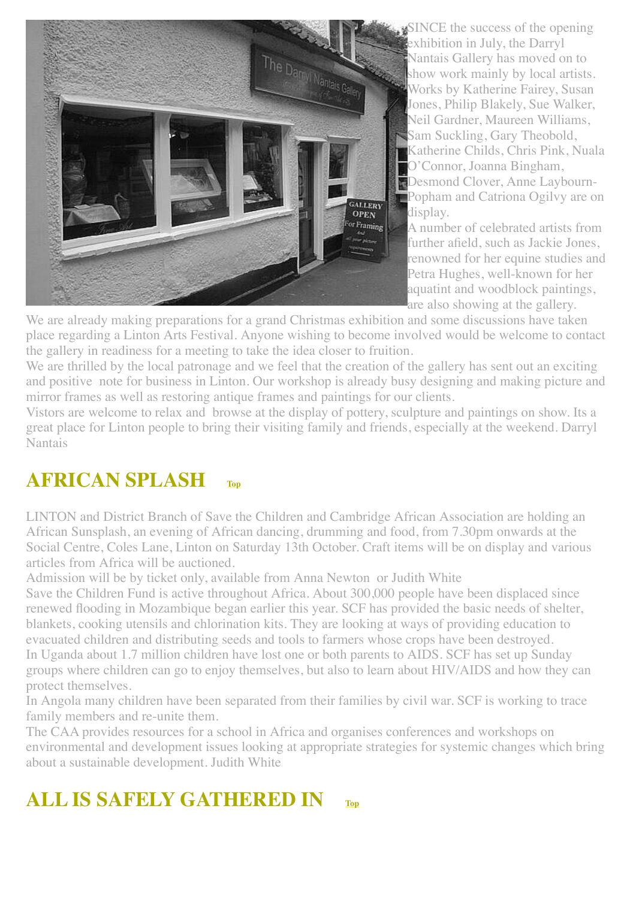SINCE the success of the opening exhibition in July, the Darryl Nantais Gallery has moved on to show work mainly by local artists. Works by Katherine Fairey, Susan Jones, Philip Blakely, Sue Walker, Neil Gardner, Maureen Williams, Sam Suckling, Gary Theobold, Katherine Childs, Chris Pink, Nuala O'Connor, Joanna Bingham, Desmond Clover, Anne Laybourn-Popham and Catriona Ogilvy are on display.

A number of celebrated artists from further afield, such as Jackie Jones, renowned for her equine studies and Petra Hughes, well-known for her aquatint and woodblock paintings, are also showing at the gallery.

We are already making preparations for a grand Christmas exhibition and some discussions have taken place regarding a Linton Arts Festival. Anyone wishing to become involved would be welcome to contact the gallery in readiness for a meeting to take the idea closer to fruition.

We are thrilled by the local patronage and we feel that the creation of the gallery has sent out an exciting and positive note for business in Linton. Our workshop is already busy designing and making picture and mirror frames as well as restoring antique frames and paintings for our clients.

Vistors are welcome to relax and browse at the display of pottery, sculpture and paintings on show. Its a great place for Linton people to bring their visiting family and friends, especially at the weekend. Darryl Nantais

## AFRICAN SPLASH Top

LINTON and District Branch of Save the Children and Cambridge African Association are holding an African Sunsplash, an evening of African dancing, drumming and food, from 7.30pm onwards at the Social Centre, Coles Lane, Linton on Saturday 13th October. Craft items will be on display and various articles from Africa will be auctioned.

Admission will be by ticket only, available from Anna Newton or Judith White

Save the Children Fund is active throughout Africa. About 300,000 people have been displaced since renewed flooding in Mozambique began earlier this year. SCF has provided the basic needs of shelter, blankets, cooking utensils and chlorination kits. They are looking at ways of providing education to evacuated children and distributing seeds and tools to farmers whose crops have been destroyed.

In Uganda about 1.7 million children have lost one or both parents to AIDS. SCF has set up Sunday groups where children can go to enjoy themselves, but also to learn about HIV/AIDS and how they can protect themselves.

In Angola many children have been separated from their families by civil war. SCF is working to trace family members and re-unite them.

The CAA provides resources for a school in Africa and organises conferences and workshops on environmental and development issues looking at appropriate strategies for systemic changes which bring about a sustainable development. Judith White

## ALL IS SAFELY GATHERED IN Top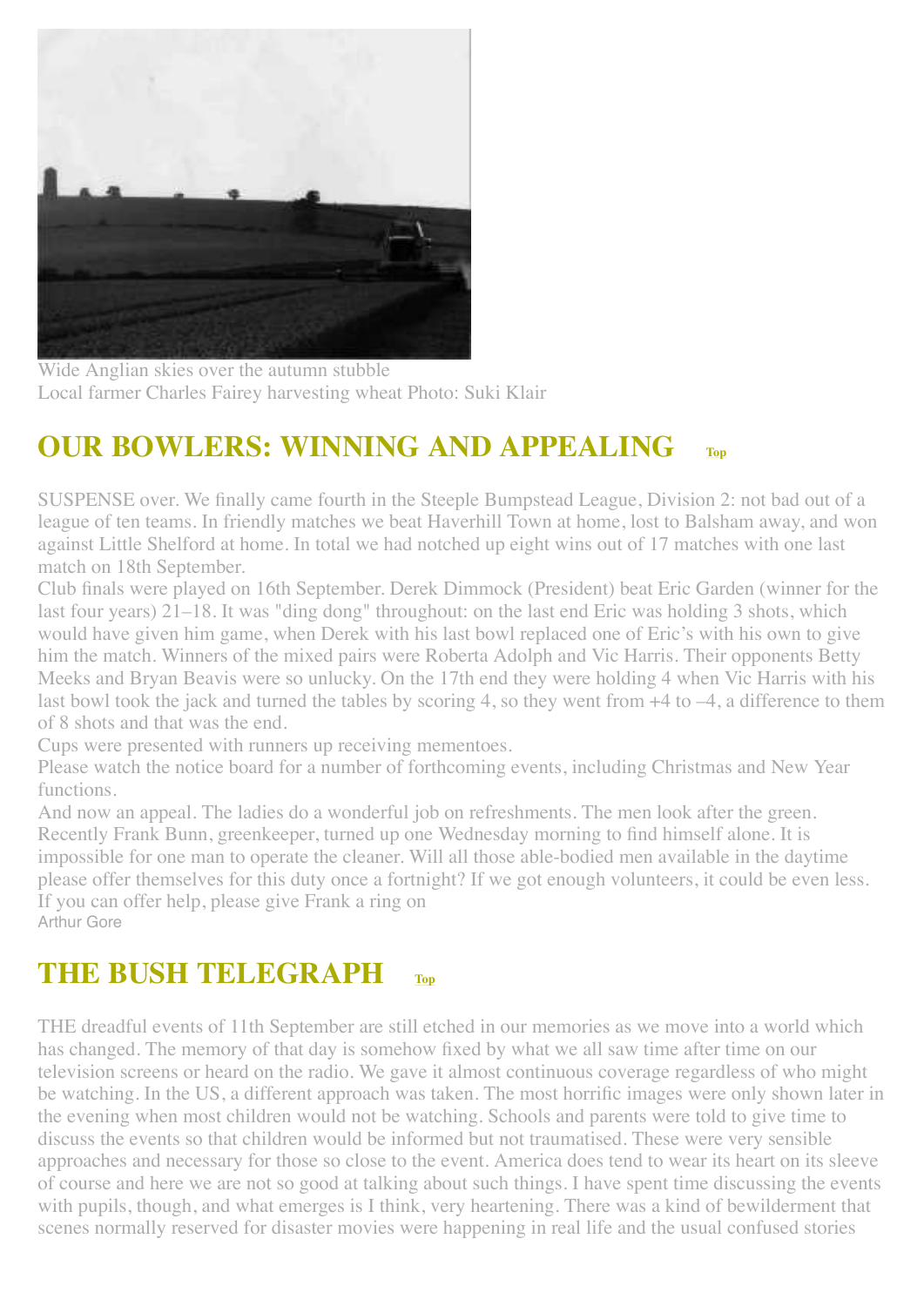Wide Anglian skies over the autumn stubble
Local farmer Charles Fairey harvesting wheat Photo: Suki Klair

## OUR BOWLERS: WINNING AND APPEALING Top

SUSPENSE over. We finally came fourth in the Steeple Bumpstead League, Division 2: not bad out of a league of ten teams. In friendly matches we beat Haverhill Town at home, lost to Balsham away, and won against Little Shelford at home. In total we had notched up eight wins out of 17 matches with one last match on 18th September.

Club finals were played on 16th September. Derek Dimmock (President) beat Eric Garden (winner for the last four years) 21–18. It was "ding dong" throughout: on the last end Eric was holding 3 shots, which would have given him game, when Derek with his last bowl replaced one of Eric's with his own to give him the match. Winners of the mixed pairs were Roberta Adolph and Vic Harris. Their opponents Betty Meeks and Bryan Beavis were so unlucky. On the 17th end they were holding 4 when Vic Harris with his last bowl took the jack and turned the tables by scoring 4, so they went from +4 to –4, a difference to them of 8 shots and that was the end.

Cups were presented with runners up receiving mementoes.

Please watch the notice board for a number of forthcoming events, including Christmas and New Year functions.

And now an appeal. The ladies do a wonderful job on refreshments. The men look after the green. Recently Frank Bunn, greenkeeper, turned up one Wednesday morning to find himself alone. It is impossible for one man to operate the cleaner. Will all those able-bodied men available in the daytime please offer themselves for this duty once a fortnight? If we got enough volunteers, it could be even less. If you can offer help, please give Frank a ring on

Arthur Gore

## THE BUSH TELEGRAPH Top

THE dreadful events of 11th September are still etched in our memories as we move into a world which has changed. The memory of that day is somehow fixed by what we all saw time after time on our television screens or heard on the radio. We gave it almost continuous coverage regardless of who might be watching. In the US, a different approach was taken. The most horrific images were only shown later in the evening when most children would not be watching. Schools and parents were told to give time to discuss the events so that children would be informed but not traumatised. These were very sensible approaches and necessary for those so close to the event. America does tend to wear its heart on its sleeve of course and here we are not so good at talking about such things. I have spent time discussing the events with pupils, though, and what emerges is I think, very heartening. There was a kind of bewilderment that scenes normally reserved for disaster movies were happening in real life and the usual confused stories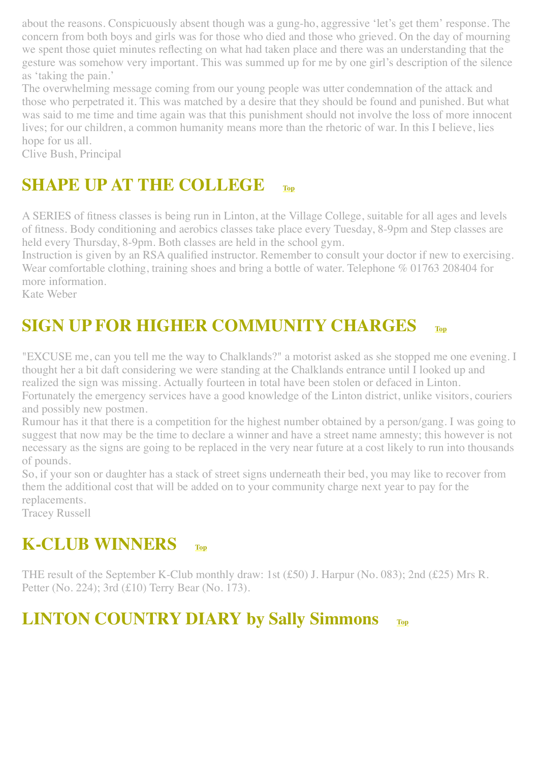about the reasons. Conspicuously absent though was a gung-ho, aggressive 'let's get them' response. The concern from both boys and girls was for those who died and those who grieved. On the day of mourning we spent those quiet minutes reflecting on what had taken place and there was an understanding that the gesture was somehow very important. This was summed up for me by one girl's description of the silence as 'taking the pain.'

The overwhelming message coming from our young people was utter condemnation of the attack and those who perpetrated it. This was matched by a desire that they should be found and punished. But what was said to me time and time again was that this punishment should not involve the loss of more innocent lives; for our children, a common humanity means more than the rhetoric of war. In this I believe, lies hope for us all.

Clive Bush, Principal

## SHAPE UP AT THE COLLEGE Top

A SERIES of fitness classes is being run in Linton, at the Village College, suitable for all ages and levels of fitness. Body conditioning and aerobics classes take place every Tuesday, 8-9pm and Step classes are held every Thursday, 8-9pm. Both classes are held in the school gym.

Instruction is given by an RSA qualified instructor. Remember to consult your doctor if new to exercising. Wear comfortable clothing, training shoes and bring a bottle of water. Telephone % 01763 208404 for more information.

Kate Weber

## SIGN UP FOR HIGHER COMMUNITY CHARGES Top

"EXCUSE me, can you tell me the way to Chalklands?" a motorist asked as she stopped me one evening. I thought her a bit daft considering we were standing at the Chalklands entrance until I looked up and realized the sign was missing. Actually fourteen in total have been stolen or defaced in Linton. Fortunately the emergency services have a good knowledge of the Linton district, unlike visitors, couriers and possibly new postmen.

Rumour has it that there is a competition for the highest number obtained by a person/gang. I was going to suggest that now may be the time to declare a winner and have a street name amnesty; this however is not necessary as the signs are going to be replaced in the very near future at a cost likely to run into thousands of pounds.

So, if your son or daughter has a stack of street signs underneath their bed, you may like to recover from them the additional cost that will be added on to your community charge next year to pay for the replacements.

Tracey Russell

## K-CLUB WINNERS Top

THE result of the September K-Club monthly draw: 1st (£50) J. Harpur (No. 083); 2nd (£25) Mrs R. Petter (No. 224); 3rd (£10) Terry Bear (No. 173).

## LINTON COUNTRY DIARY by Sally Simmons Top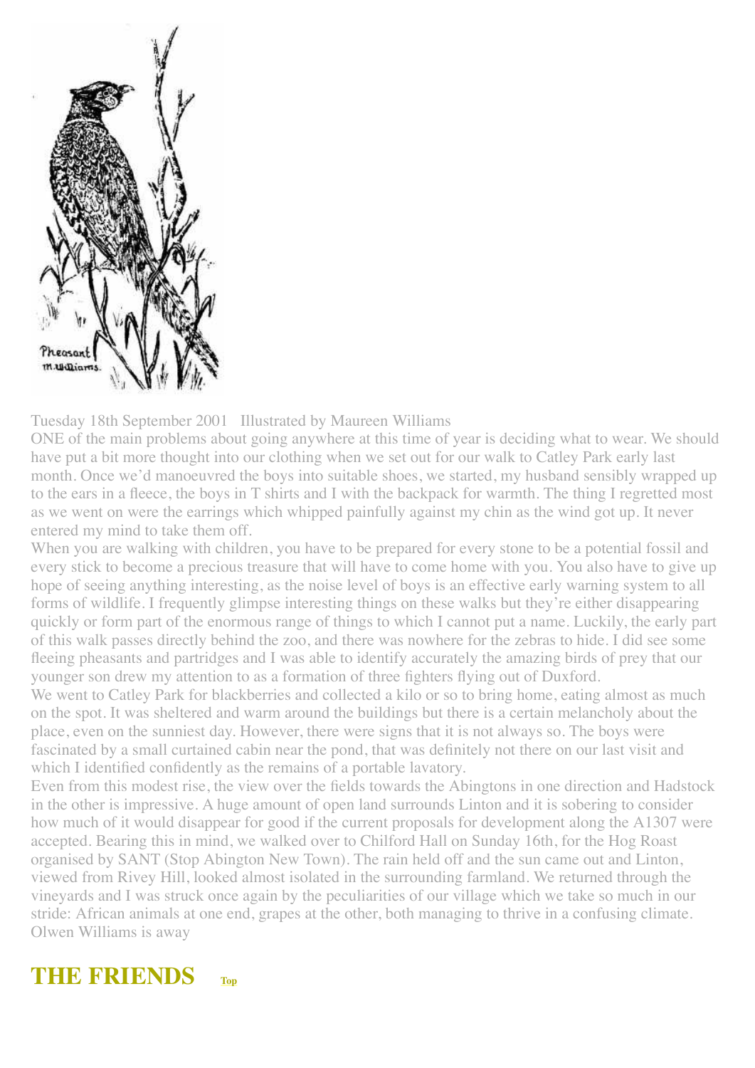Tuesday 18th September 2001   Illustrated by Maureen Williams

ONE of the main problems about going anywhere at this time of year is deciding what to wear. We should have put a bit more thought into our clothing when we set out for our walk to Catley Park early last month. Once we'd manoeuvred the boys into suitable shoes, we started, my husband sensibly wrapped up to the ears in a fleece, the boys in T shirts and I with the backpack for warmth. The thing I regretted most as we went on were the earrings which whipped painfully against my chin as the wind got up. It never entered my mind to take them off.

When you are walking with children, you have to be prepared for every stone to be a potential fossil and every stick to become a precious treasure that will have to come home with you. You also have to give up hope of seeing anything interesting, as the noise level of boys is an effective early warning system to all forms of wildlife. I frequently glimpse interesting things on these walks but they're either disappearing quickly or form part of the enormous range of things to which I cannot put a name. Luckily, the early part of this walk passes directly behind the zoo, and there was nowhere for the zebras to hide. I did see some fleeing pheasants and partridges and I was able to identify accurately the amazing birds of prey that our younger son drew my attention to as a formation of three fighters flying out of Duxford.

We went to Catley Park for blackberries and collected a kilo or so to bring home, eating almost as much on the spot. It was sheltered and warm around the buildings but there is a certain melancholy about the place, even on the sunniest day. However, there were signs that it is not always so. The boys were fascinated by a small curtained cabin near the pond, that was definitely not there on our last visit and which I identified confidently as the remains of a portable lavatory.

Even from this modest rise, the view over the fields towards the Abingtons in one direction and Hadstock in the other is impressive. A huge amount of open land surrounds Linton and it is sobering to consider how much of it would disappear for good if the current proposals for development along the A1307 were accepted. Bearing this in mind, we walked over to Chilford Hall on Sunday 16th, for the Hog Roast organised by SANT (Stop Abington New Town). The rain held off and the sun came out and Linton, viewed from Rivey Hill, looked almost isolated in the surrounding farmland. We returned through the vineyards and I was struck once again by the peculiarities of our village which we take so much in our stride: African animals at one end, grapes at the other, both managing to thrive in a confusing climate.

Olwen Williams is away

## THE FRIENDS

Top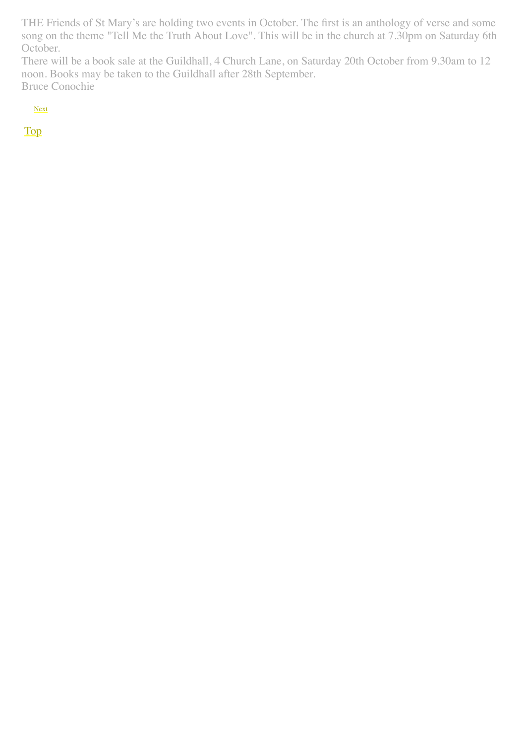THE Friends of St Mary’s are holding two events in October. The first is an anthology of verse and some song on the theme "Tell Me the Truth About Love". This will be in the church at 7.30pm on Saturday 6th October.

There will be a book sale at the Guildhall, 4 Church Lane, on Saturday 20th October from 9.30am to 12 noon. Books may be taken to the Guildhall after 28th September.

Bruce Conochie

Next

Top